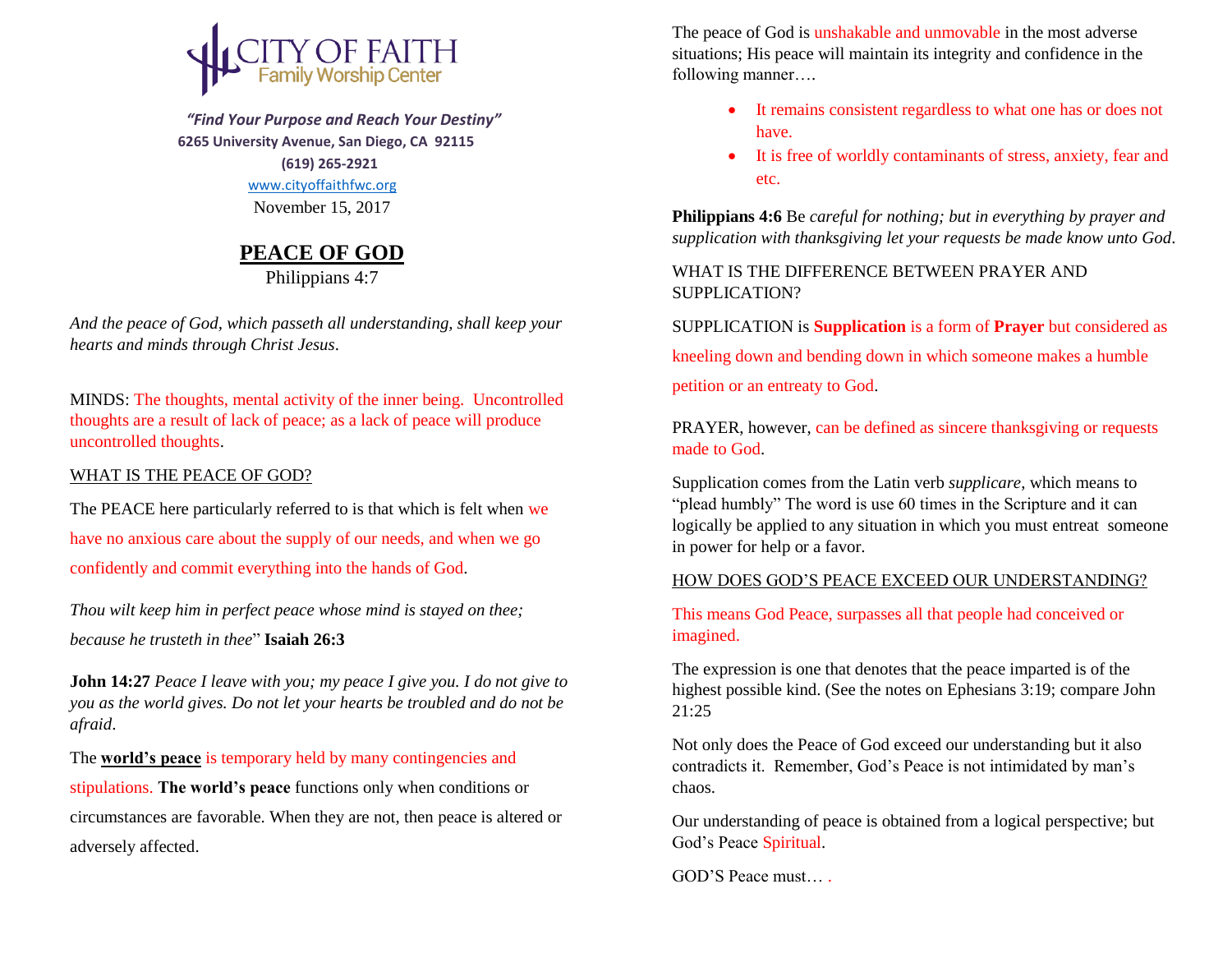CITY OF FAITH
Family Worship Center

*"Find Your Purpose and Reach Your Destiny"*
**6265 University Avenue, San Diego, CA 92115**
**(619) 265-2921**
www.cityoffaithfwc.org
November 15, 2017

# PEACE OF GOD

Philippians 4:7

*And the peace of God, which passeth all understanding, shall keep your hearts and minds through Christ Jesus*.

MINDS: The thoughts, mental activity of the inner being. Uncontrolled thoughts are a result of lack of peace; as a lack of peace will produce uncontrolled thoughts.

WHAT IS THE PEACE OF GOD?

The PEACE here particularly referred to is that which is felt when we have no anxious care about the supply of our needs, and when we go confidently and commit everything into the hands of God.

*Thou wilt keep him in perfect peace whose mind is stayed on thee; because he trusteth in thee*" **Isaiah 26:3**

**John 14:27** *Peace I leave with you; my peace I give you. I do not give to you as the world gives. Do not let your hearts be troubled and do not be afraid*.

The **world's peace** is temporary held by many contingencies and stipulations. **The world's peace** functions only when conditions or circumstances are favorable. When they are not, then peace is altered or adversely affected.

The peace of God is unshakable and unmovable in the most adverse situations; His peace will maintain its integrity and confidence in the following manner….

- It remains consistent regardless to what one has or does not have.
- It is free of worldly contaminants of stress, anxiety, fear and etc.

**Philippians 4:6** Be *careful for nothing; but in everything by prayer and supplication with thanksgiving let your requests be made know unto God*.

WHAT IS THE DIFFERENCE BETWEEN PRAYER AND SUPPLICATION?

SUPPLICATION is **Supplication** is a form of **Prayer** but considered as kneeling down and bending down in which someone makes a humble petition or an entreaty to God.

PRAYER, however, can be defined as sincere thanksgiving or requests made to God.

Supplication comes from the Latin verb *supplicare*, which means to "plead humbly" The word is use 60 times in the Scripture and it can logically be applied to any situation in which you must entreat someone in power for help or a favor.

HOW DOES GOD'S PEACE EXCEED OUR UNDERSTANDING?

This means God Peace, surpasses all that people had conceived or imagined.

The expression is one that denotes that the peace imparted is of the highest possible kind. (See the notes on Ephesians 3:19; compare John 21:25

Not only does the Peace of God exceed our understanding but it also contradicts it. Remember, God's Peace is not intimidated by man's chaos.

Our understanding of peace is obtained from a logical perspective; but God's Peace Spiritual.

GOD'S Peace must… .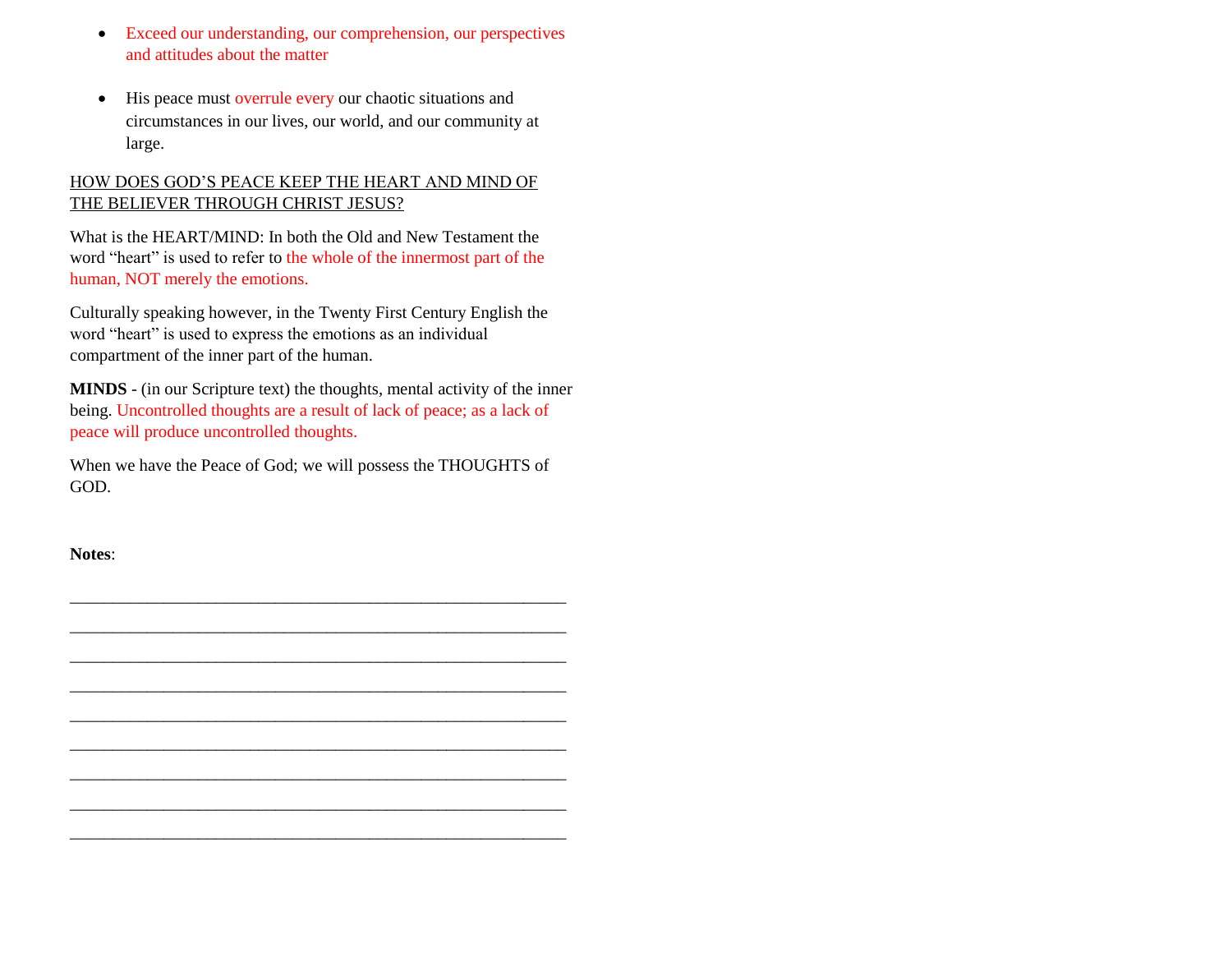- Exceed our understanding, our comprehension, our perspectives and attitudes about the matter

- His peace must overrule every our chaotic situations and circumstances in our lives, our world, and our community at large.

HOW DOES GOD'S PEACE KEEP THE HEART AND MIND OF THE BELIEVER THROUGH CHRIST JESUS?

What is the HEART/MIND: In both the Old and New Testament the word "heart" is used to refer to the whole of the innermost part of the human, NOT merely the emotions.

Culturally speaking however, in the Twenty First Century English the word "heart" is used to express the emotions as an individual compartment of the inner part of the human.

**MINDS** - (in our Scripture text) the thoughts, mental activity of the inner being. Uncontrolled thoughts are a result of lack of peace; as a lack of peace will produce uncontrolled thoughts.

When we have the Peace of God; we will possess the THOUGHTS of GOD.

**Notes**:

_____________________________________________________________

_____________________________________________________________

_____________________________________________________________

_____________________________________________________________

_____________________________________________________________

_____________________________________________________________

_____________________________________________________________

_____________________________________________________________

_____________________________________________________________